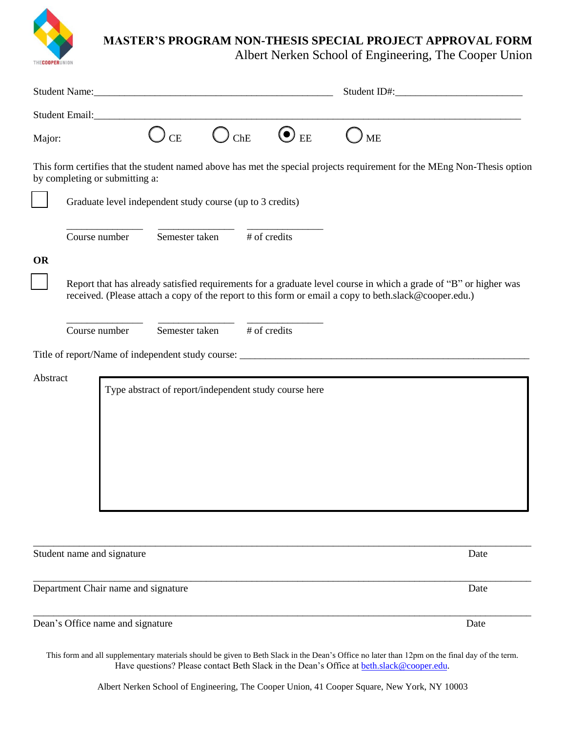# MASTER'S PROGRAM NON-THESIS SPECIAL PROJECT APPROVAL FORM

Albert Nerken School of Engineering, The Cooper Union

Student Name:_______________________________________________ Student ID#:________________________

Student Email:_____________________________________________________________________________________

Major: ○ CE ○ ChE ◉ EE ○ ME

This form certifies that the student named above has met the special projects requirement for the MEng Non-Thesis option by completing or submitting a:

☐ Graduate level independent study course (up to 3 credits)

_______________ _______________ _______________
Course number Semester taken # of credits

**OR**

☐ Report that has already satisfied requirements for a graduate level course in which a grade of "B" or higher was received. (Please attach a copy of the report to this form or email a copy to beth.slack@cooper.edu.)

_______________ _______________ _______________
Course number Semester taken # of credits

Title of report/Name of independent study course: _________________________________________________________

Abstract

Type abstract of report/independent study course here

_____________________________________________________________________________________________
Student name and signature Date

_____________________________________________________________________________________________
Department Chair name and signature Date

_____________________________________________________________________________________________
Dean's Office name and signature Date

This form and all supplementary materials should be given to Beth Slack in the Dean's Office no later than 12pm on the final day of the term.
Have questions? Please contact Beth Slack in the Dean's Office at beth.slack@cooper.edu.

Albert Nerken School of Engineering, The Cooper Union, 41 Cooper Square, New York, NY 10003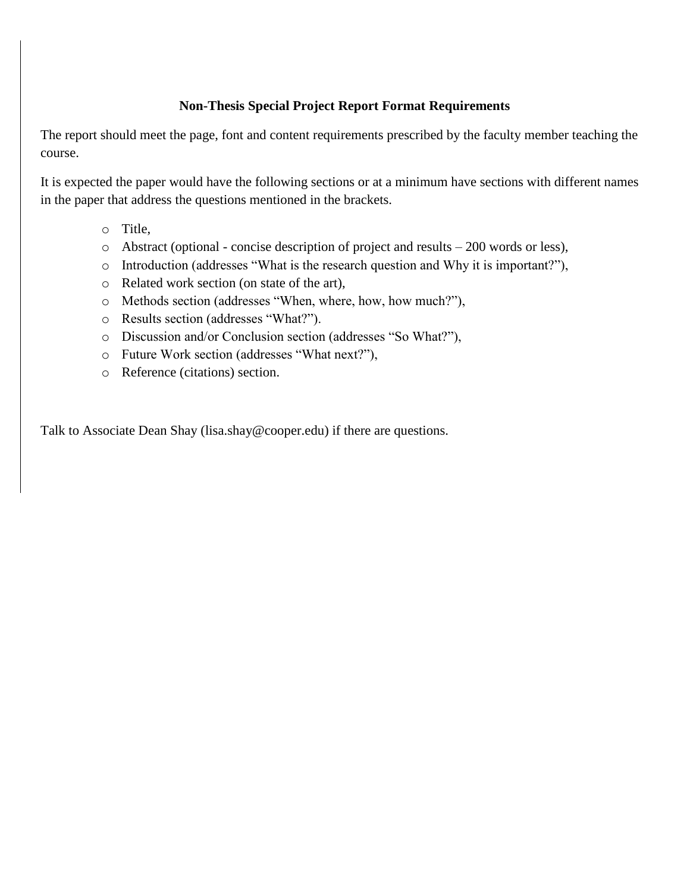**Non-Thesis Special Project Report Format Requirements**

The report should meet the page, font and content requirements prescribed by the faculty member teaching the course.

It is expected the paper would have the following sections or at a minimum have sections with different names in the paper that address the questions mentioned in the brackets.

- Title,
- Abstract (optional - concise description of project and results – 200 words or less),
- Introduction (addresses “What is the research question and Why it is important?”),
- Related work section (on state of the art),
- Methods section (addresses “When, where, how, how much?”),
- Results section (addresses “What?”).
- Discussion and/or Conclusion section (addresses “So What?”),
- Future Work section (addresses “What next?”),
- Reference (citations) section.

Talk to Associate Dean Shay (lisa.shay@cooper.edu) if there are questions.